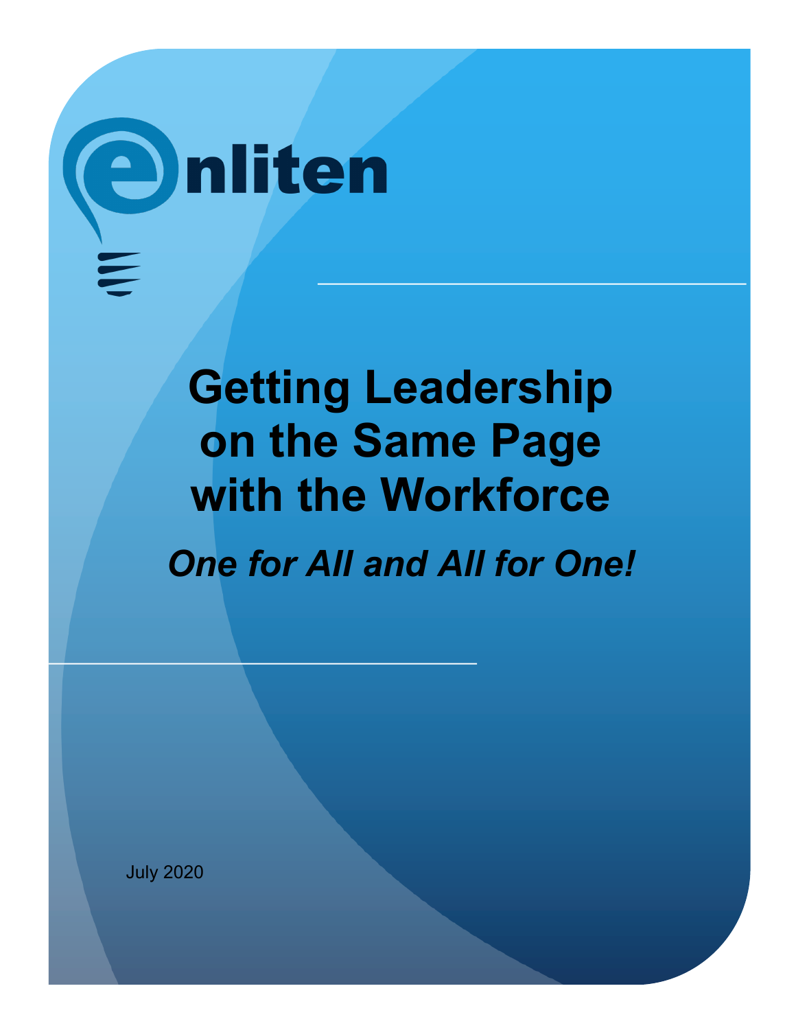enliten

# Getting Leadership on the Same Page with the Workforce

*One for All and All for One!*

July 2020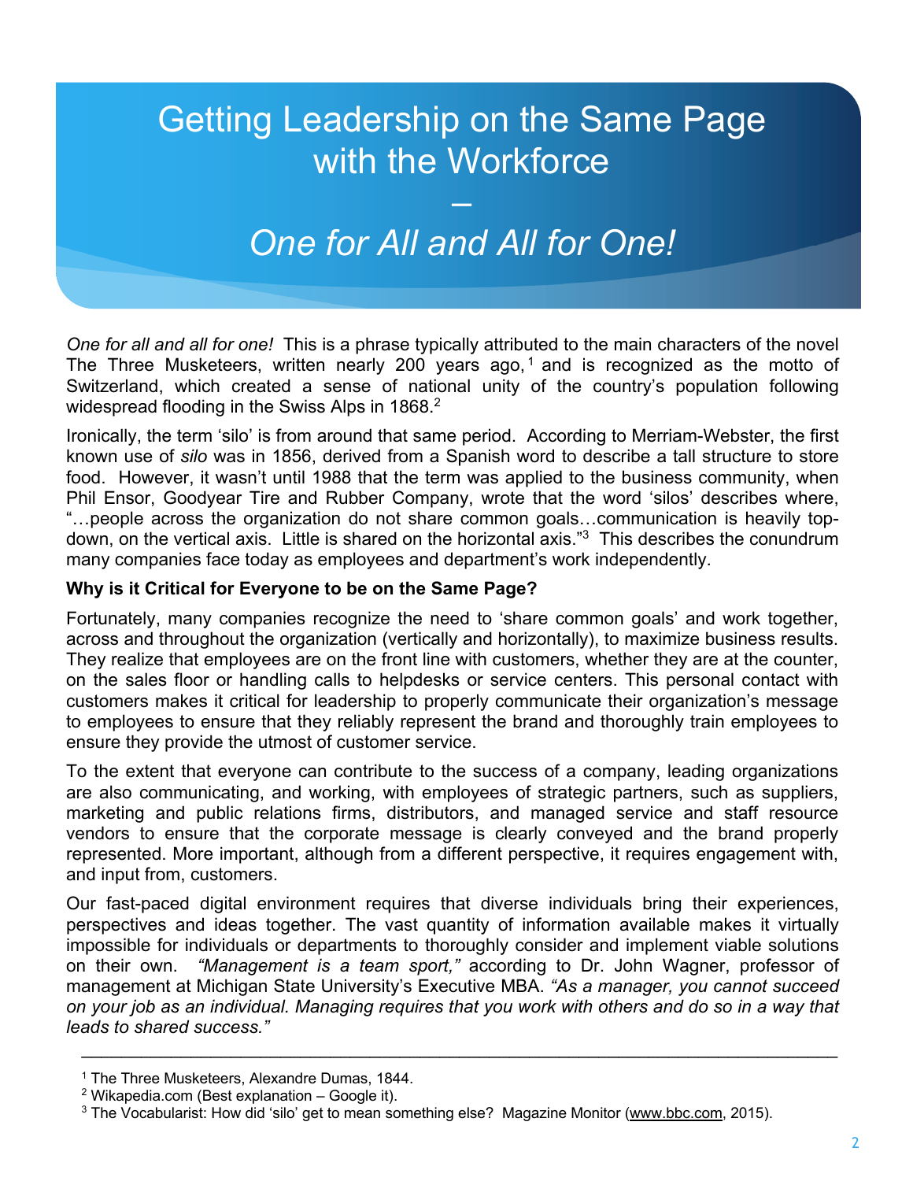# Getting Leadership on the Same Page with the Workforce – *One for All and All for One!*

*One for all and all for one!* This is a phrase typically attributed to the main characters of the novel The Three Musketeers, written nearly 200 years ago,[1] and is recognized as the motto of Switzerland, which created a sense of national unity of the country's population following widespread flooding in the Swiss Alps in 1868.[2]

Ironically, the term 'silo' is from around that same period. According to Merriam-Webster, the first known use of *silo* was in 1856, derived from a Spanish word to describe a tall structure to store food. However, it wasn't until 1988 that the term was applied to the business community, when Phil Ensor, Goodyear Tire and Rubber Company, wrote that the word 'silos' describes where, "…people across the organization do not share common goals…communication is heavily top-down, on the vertical axis. Little is shared on the horizontal axis."[3] This describes the conundrum many companies face today as employees and department's work independently.

**Why is it Critical for Everyone to be on the Same Page?**

Fortunately, many companies recognize the need to 'share common goals' and work together, across and throughout the organization (vertically and horizontally), to maximize business results. They realize that employees are on the front line with customers, whether they are at the counter, on the sales floor or handling calls to helpdesks or service centers. This personal contact with customers makes it critical for leadership to properly communicate their organization's message to employees to ensure that they reliably represent the brand and thoroughly train employees to ensure they provide the utmost of customer service.

To the extent that everyone can contribute to the success of a company, leading organizations are also communicating, and working, with employees of strategic partners, such as suppliers, marketing and public relations firms, distributors, and managed service and staff resource vendors to ensure that the corporate message is clearly conveyed and the brand properly represented. More important, although from a different perspective, it requires engagement with, and input from, customers.

Our fast-paced digital environment requires that diverse individuals bring their experiences, perspectives and ideas together. The vast quantity of information available makes it virtually impossible for individuals or departments to thoroughly consider and implement viable solutions on their own. *"Management is a team sport,"* according to Dr. John Wagner, professor of management at Michigan State University's Executive MBA. *"As a manager, you cannot succeed on your job as an individual. Managing requires that you work with others and do so in a way that leads to shared success."*

---

[1] The Three Musketeers, Alexandre Dumas, 1844.

[2] Wikapedia.com (Best explanation – Google it).

[3] The Vocabularist: How did 'silo' get to mean something else? Magazine Monitor (www.bbc.com, 2015).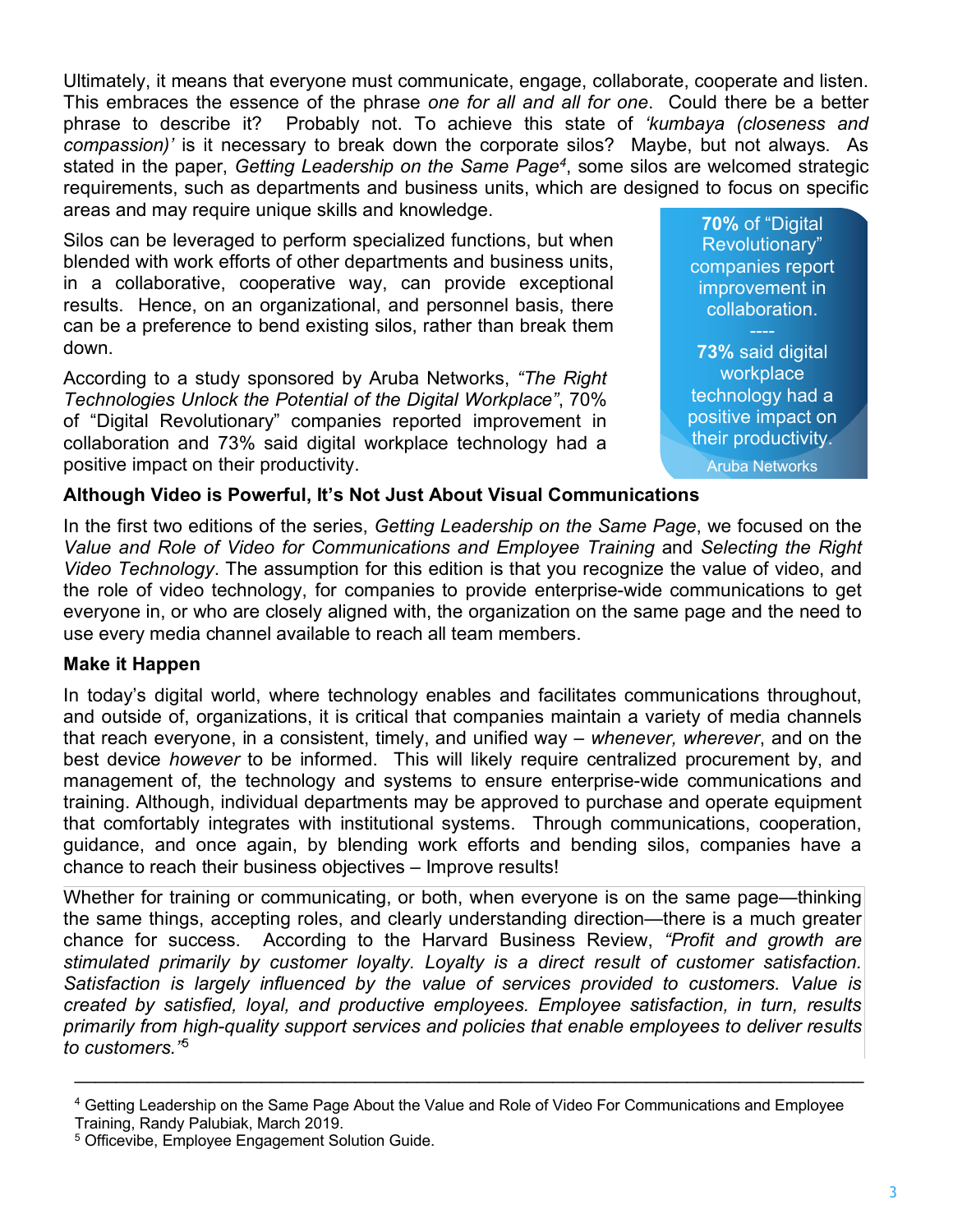Ultimately, it means that everyone must communicate, engage, collaborate, cooperate and listen. This embraces the essence of the phrase *one for all and all for one*. Could there be a better phrase to describe it? Probably not. To achieve this state of *'kumbaya (closeness and compassion)'* is it necessary to break down the corporate silos? Maybe, but not always. As stated in the paper, *Getting Leadership on the Same Page*[4], some silos are welcomed strategic requirements, such as departments and business units, which are designed to focus on specific areas and may require unique skills and knowledge.

Silos can be leveraged to perform specialized functions, but when blended with work efforts of other departments and business units, in a collaborative, cooperative way, can provide exceptional results. Hence, on an organizational, and personnel basis, there can be a preference to bend existing silos, rather than break them down.

According to a study sponsored by Aruba Networks, *"The Right Technologies Unlock the Potential of the Digital Workplace"*, 70% of "Digital Revolutionary" companies reported improvement in collaboration and 73% said digital workplace technology had a positive impact on their productivity.

> **70%** of "Digital Revolutionary" companies report improvement in collaboration.
>
> ----
>
> **73%** said digital workplace technology had a positive impact on their productivity.
>
> Aruba Networks

**Although Video is Powerful, It's Not Just About Visual Communications**

In the first two editions of the series, *Getting Leadership on the Same Page*, we focused on the *Value and Role of Video for Communications and Employee Training* and *Selecting the Right Video Technology*. The assumption for this edition is that you recognize the value of video, and the role of video technology, for companies to provide enterprise-wide communications to get everyone in, or who are closely aligned with, the organization on the same page and the need to use every media channel available to reach all team members.

**Make it Happen**

In today's digital world, where technology enables and facilitates communications throughout, and outside of, organizations, it is critical that companies maintain a variety of media channels that reach everyone, in a consistent, timely, and unified way – *whenever, wherever*, and on the best device *however* to be informed. This will likely require centralized procurement by, and management of, the technology and systems to ensure enterprise-wide communications and training. Although, individual departments may be approved to purchase and operate equipment that comfortably integrates with institutional systems. Through communications, cooperation, guidance, and once again, by blending work efforts and bending silos, companies have a chance to reach their business objectives – Improve results!

Whether for training or communicating, or both, when everyone is on the same page—thinking the same things, accepting roles, and clearly understanding direction—there is a much greater chance for success. According to the Harvard Business Review, *"Profit and growth are stimulated primarily by customer loyalty. Loyalty is a direct result of customer satisfaction. Satisfaction is largely influenced by the value of services provided to customers. Value is created by satisfied, loyal, and productive employees. Employee satisfaction, in turn, results primarily from high-quality support services and policies that enable employees to deliver results to customers."*[5]

---

[4] Getting Leadership on the Same Page About the Value and Role of Video For Communications and Employee Training, Randy Palubiak, March 2019.

[5] Officevibe, Employee Engagement Solution Guide.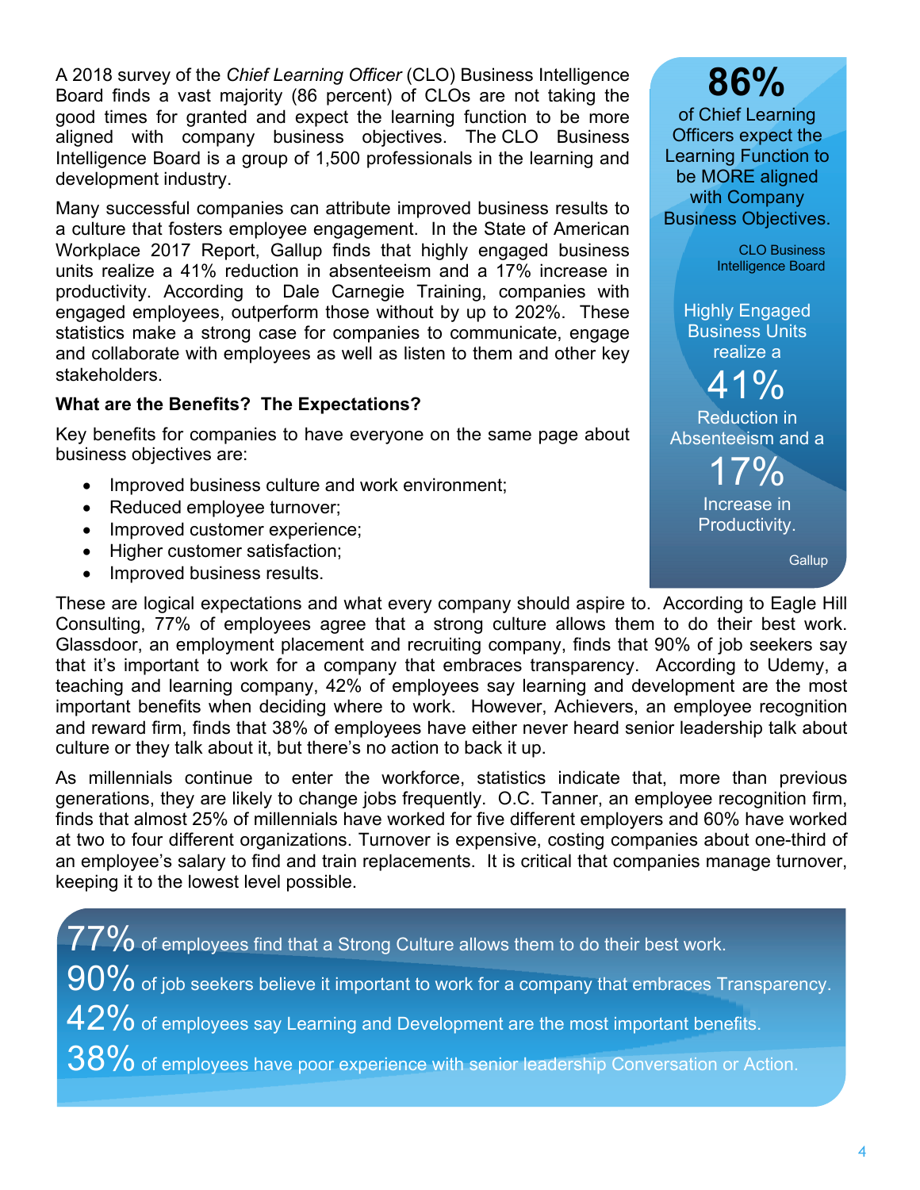A 2018 survey of the *Chief Learning Officer* (CLO) Business Intelligence Board finds a vast majority (86 percent) of CLOs are not taking the good times for granted and expect the learning function to be more aligned with company business objectives. The CLO Business Intelligence Board is a group of 1,500 professionals in the learning and development industry.

Many successful companies can attribute improved business results to a culture that fosters employee engagement. In the State of American Workplace 2017 Report, Gallup finds that highly engaged business units realize a 41% reduction in absenteeism and a 17% increase in productivity. According to Dale Carnegie Training, companies with engaged employees, outperform those without by up to 202%. These statistics make a strong case for companies to communicate, engage and collaborate with employees as well as listen to them and other key stakeholders.

**What are the Benefits? The Expectations?**

Key benefits for companies to have everyone on the same page about business objectives are:

- Improved business culture and work environment;
- Reduced employee turnover;
- Improved customer experience;
- Higher customer satisfaction;
- Improved business results.

These are logical expectations and what every company should aspire to. According to Eagle Hill Consulting, 77% of employees agree that a strong culture allows them to do their best work. Glassdoor, an employment placement and recruiting company, finds that 90% of job seekers say that it's important to work for a company that embraces transparency. According to Udemy, a teaching and learning company, 42% of employees say learning and development are the most important benefits when deciding where to work. However, Achievers, an employee recognition and reward firm, finds that 38% of employees have either never heard senior leadership talk about culture or they talk about it, but there's no action to back it up.

As millennials continue to enter the workforce, statistics indicate that, more than previous generations, they are likely to change jobs frequently. O.C. Tanner, an employee recognition firm, finds that almost 25% of millennials have worked for five different employers and 60% have worked at two to four different organizations. Turnover is expensive, costing companies about one-third of an employee's salary to find and train replacements. It is critical that companies manage turnover, keeping it to the lowest level possible.

**86%** of Chief Learning Officers expect the Learning Function to be MORE aligned with Company Business Objectives.

CLO Business Intelligence Board

Highly Engaged Business Units realize a **41%** Reduction in Absenteeism and a **17%** Increase in Productivity.

Gallup

**77%** of employees find that a Strong Culture allows them to do their best work.

**90%** of job seekers believe it important to work for a company that embraces Transparency.

**42%** of employees say Learning and Development are the most important benefits.

**38%** of employees have poor experience with senior leadership Conversation or Action.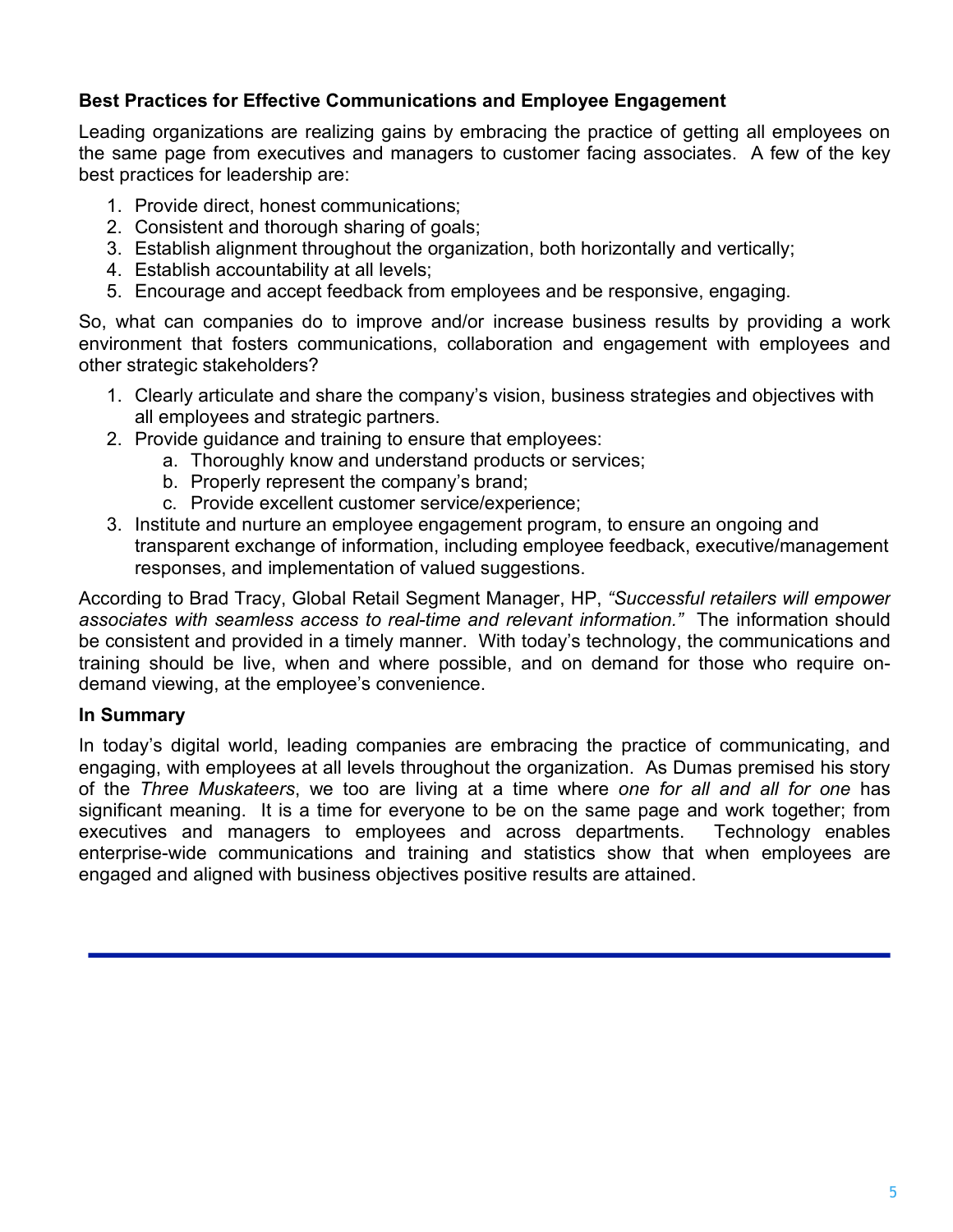**Best Practices for Effective Communications and Employee Engagement**

Leading organizations are realizing gains by embracing the practice of getting all employees on the same page from executives and managers to customer facing associates. A few of the key best practices for leadership are:

1. Provide direct, honest communications;
2. Consistent and thorough sharing of goals;
3. Establish alignment throughout the organization, both horizontally and vertically;
4. Establish accountability at all levels;
5. Encourage and accept feedback from employees and be responsive, engaging.

So, what can companies do to improve and/or increase business results by providing a work environment that fosters communications, collaboration and engagement with employees and other strategic stakeholders?

1. Clearly articulate and share the company's vision, business strategies and objectives with all employees and strategic partners.
2. Provide guidance and training to ensure that employees:
    a. Thoroughly know and understand products or services;
    b. Properly represent the company's brand;
    c. Provide excellent customer service/experience;
3. Institute and nurture an employee engagement program, to ensure an ongoing and transparent exchange of information, including employee feedback, executive/management responses, and implementation of valued suggestions.

According to Brad Tracy, Global Retail Segment Manager, HP, *"Successful retailers will empower associates with seamless access to real-time and relevant information."* The information should be consistent and provided in a timely manner. With today's technology, the communications and training should be live, when and where possible, and on demand for those who require on-demand viewing, at the employee's convenience.

**In Summary**

In today's digital world, leading companies are embracing the practice of communicating, and engaging, with employees at all levels throughout the organization. As Dumas premised his story of the *Three Muskateers*, we too are living at a time where *one for all and all for one* has significant meaning. It is a time for everyone to be on the same page and work together; from executives and managers to employees and across departments. Technology enables enterprise-wide communications and training and statistics show that when employees are engaged and aligned with business objectives positive results are attained.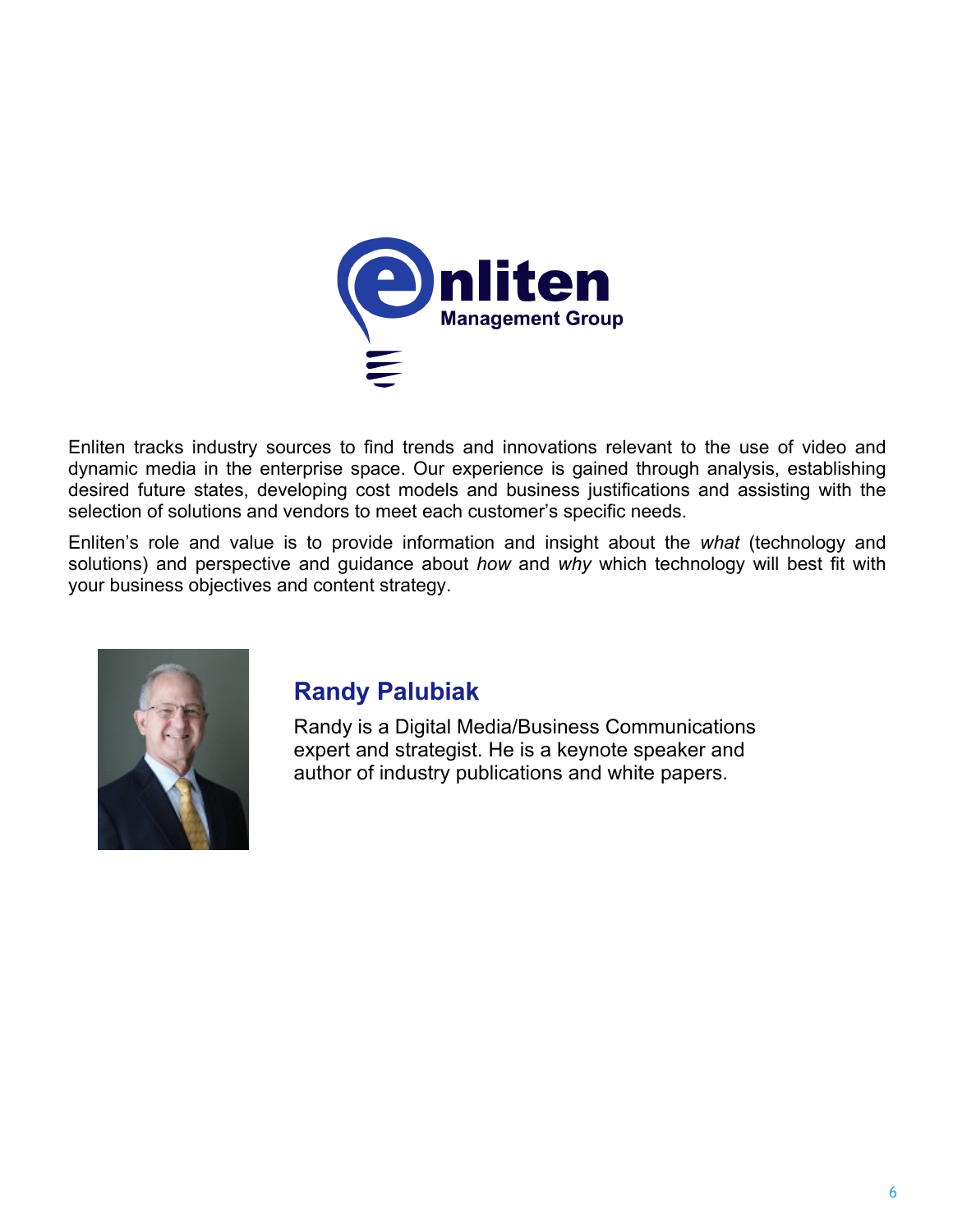Enliten Management Group

Enliten tracks industry sources to find trends and innovations relevant to the use of video and dynamic media in the enterprise space. Our experience is gained through analysis, establishing desired future states, developing cost models and business justifications and assisting with the selection of solutions and vendors to meet each customer's specific needs.

Enliten's role and value is to provide information and insight about the *what* (technology and solutions) and perspective and guidance about *how* and *why* which technology will best fit with your business objectives and content strategy.

## Randy Palubiak

Randy is a Digital Media/Business Communications expert and strategist. He is a keynote speaker and author of industry publications and white papers.